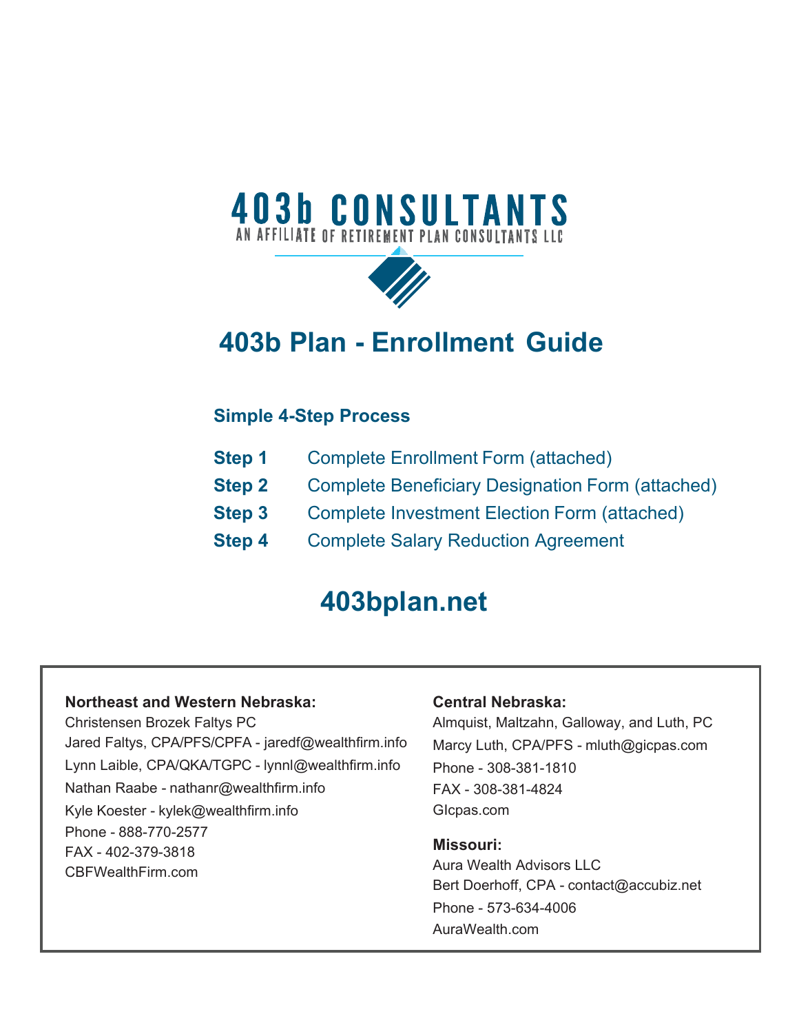# 403b CONSULTANTS

AN AFFILIATE OF RETIREMENT PLAN CONSULTANTS LLC

## 403b Plan - Enrollment Guide

### Simple 4-Step Process

**Step 1** Complete Enrollment Form (attached)

**Step 2** Complete Beneficiary Designation Form (attached)

**Step 3** Complete Investment Election Form (attached)

**Step 4** Complete Salary Reduction Agreement

## 403bplan.net

**Northeast and Western Nebraska:**
Christensen Brozek Faltys PC
Jared Faltys, CPA/PFS/CPFA - jaredf@wealthfirm.info
Lynn Laible, CPA/QKA/TGPC - lynnl@wealthfirm.info
Nathan Raabe - nathanr@wealthfirm.info
Kyle Koester - kylek@wealthfirm.info
Phone - 888-770-2577
FAX - 402-379-3818
CBFWealthFirm.com

**Central Nebraska:**
Almquist, Maltzahn, Galloway, and Luth, PC
Marcy Luth, CPA/PFS - mluth@gicpas.com
Phone - 308-381-1810
FAX - 308-381-4824
GIcpas.com

**Missouri:**
Aura Wealth Advisors LLC
Bert Doerhoff, CPA - contact@accubiz.net
Phone - 573-634-4006
AuraWealth.com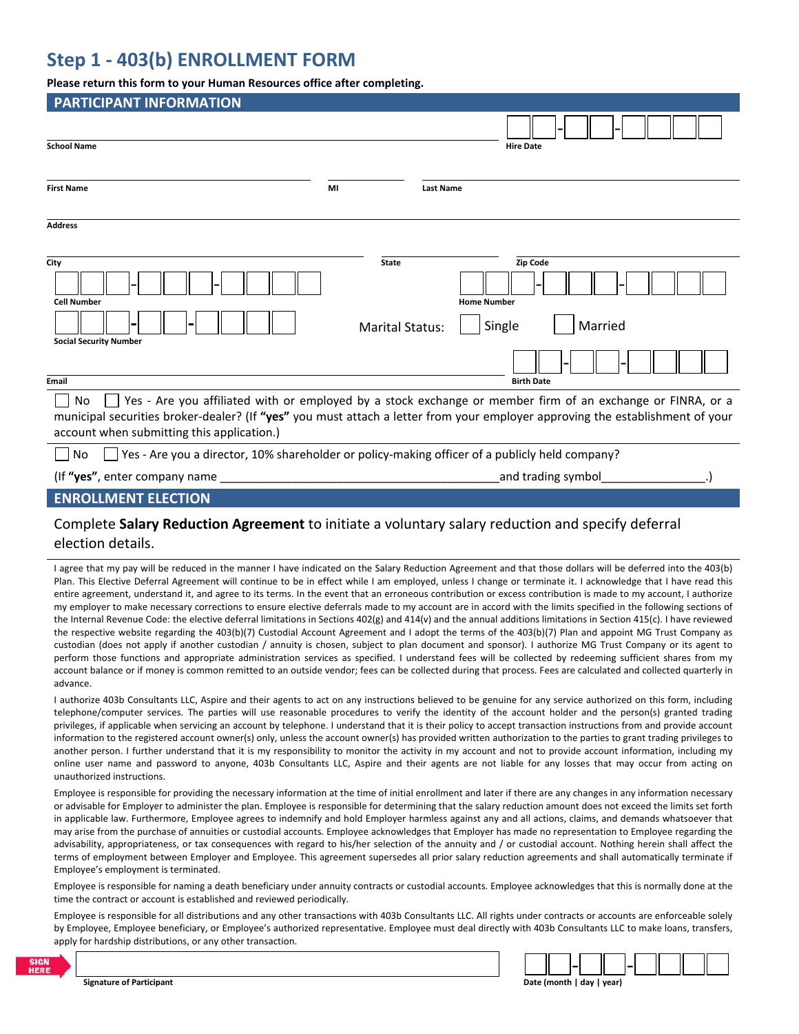# Step 1 - 403(b) ENROLLMENT FORM

**Please return this form to your Human Resources office after completing.**

## PARTICIPANT INFORMATION

**School Name** ____________________ **Hire Date** __ __ - __ __ - __ __ __ __

**First Name** ____________________ **MI** ____ **Last Name** ____________________

**Address** ____________________

**City** ____________________ **State** ________ **Zip Code** ____________________

**Cell Number** __ __ __ - __ __ __ - __ __ __ __ **Home Number** __ __ __ - __ __ __ - __ __ __ __

**Social Security Number** __ __ __ - __ __ - __ __ __ __ Marital Status: ☐ Single ☐ Married

**Email** ____________________ **Birth Date** __ __ - __ __ - __ __ __ __

☐ No ☐ Yes - Are you affiliated with or employed by a stock exchange or member firm of an exchange or FINRA, or a municipal securities broker-dealer? (If **"yes"** you must attach a letter from your employer approving the establishment of your account when submitting this application.)

☐ No ☐ Yes - Are you a director, 10% shareholder or policy-making officer of a publicly held company?

(If **"yes"**, enter company name ________________________________________ and trading symbol _______________.)

## ENROLLMENT ELECTION

Complete **Salary Reduction Agreement** to initiate a voluntary salary reduction and specify deferral election details.

I agree that my pay will be reduced in the manner I have indicated on the Salary Reduction Agreement and that those dollars will be deferred into the 403(b) Plan. This Elective Deferral Agreement will continue to be in effect while I am employed, unless I change or terminate it. I acknowledge that I have read this entire agreement, understand it, and agree to its terms. In the event that an erroneous contribution or excess contribution is made to my account, I authorize my employer to make necessary corrections to ensure elective deferrals made to my account are in accord with the limits specified in the following sections of the Internal Revenue Code: the elective deferral limitations in Sections 402(g) and 414(v) and the annual additions limitations in Section 415(c). I have reviewed the respective website regarding the 403(b)(7) Custodial Account Agreement and I adopt the terms of the 403(b)(7) Plan and appoint MG Trust Company as custodian (does not apply if another custodian / annuity is chosen, subject to plan document and sponsor). I authorize MG Trust Company or its agent to perform those functions and appropriate administration services as specified. I understand fees will be collected by redeeming sufficient shares from my account balance or if money is common remitted to an outside vendor; fees can be collected during that process. Fees are calculated and collected quarterly in advance.

I authorize 403b Consultants LLC, Aspire and their agents to act on any instructions believed to be genuine for any service authorized on this form, including telephone/computer services. The parties will use reasonable procedures to verify the identity of the account holder and the person(s) granted trading privileges, if applicable when servicing an account by telephone. I understand that it is their policy to accept transaction instructions from and provide account information to the registered account owner(s) only, unless the account owner(s) has provided written authorization to the parties to grant trading privileges to another person. I further understand that it is my responsibility to monitor the activity in my account and not to provide account information, including my online user name and password to anyone, 403b Consultants LLC, Aspire and their agents are not liable for any losses that may occur from acting on unauthorized instructions.

Employee is responsible for providing the necessary information at the time of initial enrollment and later if there are any changes in any information necessary or advisable for Employer to administer the plan. Employee is responsible for determining that the salary reduction amount does not exceed the limits set forth in applicable law. Furthermore, Employee agrees to indemnify and hold Employer harmless against any and all actions, claims, and demands whatsoever that may arise from the purchase of annuities or custodial accounts. Employee acknowledges that Employer has made no representation to Employee regarding the advisability, appropriateness, or tax consequences with regard to his/her selection of the annuity and / or custodial account. Nothing herein shall affect the terms of employment between Employer and Employee. This agreement supersedes all prior salary reduction agreements and shall automatically terminate if Employee's employment is terminated.

Employee is responsible for naming a death beneficiary under annuity contracts or custodial accounts. Employee acknowledges that this is normally done at the time the contract or account is established and reviewed periodically.

Employee is responsible for all distributions and any other transactions with 403b Consultants LLC. All rights under contracts or accounts are enforceable solely by Employee, Employee beneficiary, or Employee's authorized representative. Employee must deal directly with 403b Consultants LLC to make loans, transfers, apply for hardship distributions, or any other transaction.

SIGN HERE

**Signature of Participant** ____________________ **Date (month | day | year)** __ __ - __ __ - __ __ __ __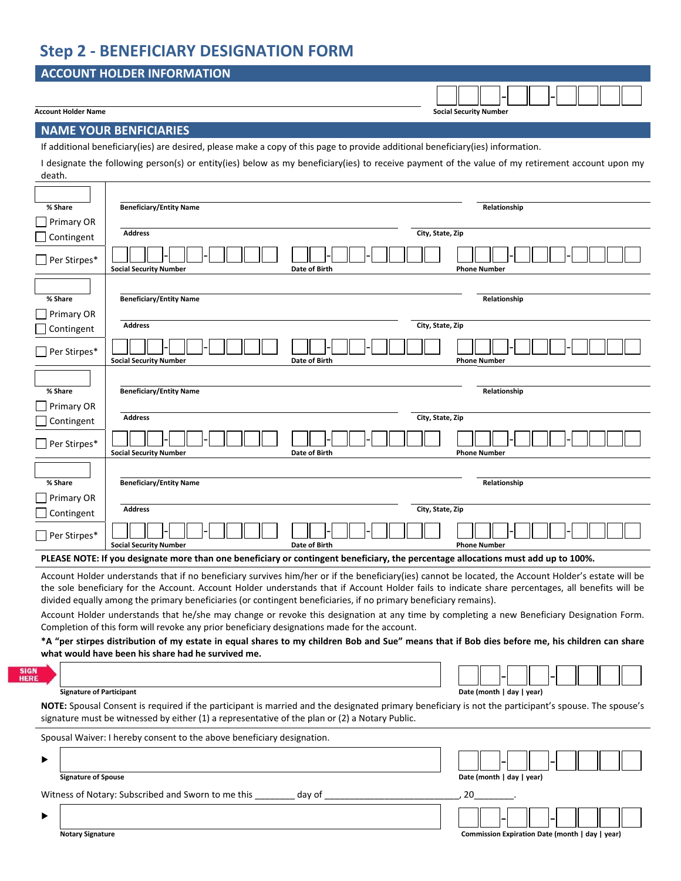# Step 2 - BENEFICIARY DESIGNATION FORM

## ACCOUNT HOLDER INFORMATION

Account Holder Name ______________________ Social Security Number ___-__-____

## NAME YOUR BENFICIARIES

If additional beneficiary(ies) are desired, please make a copy of this page to provide additional beneficiary(ies) information.

I designate the following person(s) or entity(ies) below as my beneficiary(ies) to receive payment of the value of my retirement account upon my death.

| % Share | Beneficiary/Entity Name | | Relationship |
|---|---|---|---|
| ☐ Primary OR ☐ Contingent | Address | | City, State, Zip |
| ☐ Per Stirpes* | Social Security Number ___-__-____ | Date of Birth __-__-____ | Phone Number ___-___-____ |
| % Share | Beneficiary/Entity Name | | Relationship |
| ☐ Primary OR ☐ Contingent | Address | | City, State, Zip |
| ☐ Per Stirpes* | Social Security Number ___-__-____ | Date of Birth __-__-____ | Phone Number ___-___-____ |
| % Share | Beneficiary/Entity Name | | Relationship |
| ☐ Primary OR ☐ Contingent | Address | | City, State, Zip |
| ☐ Per Stirpes* | Social Security Number ___-__-____ | Date of Birth __-__-____ | Phone Number ___-___-____ |
| % Share | Beneficiary/Entity Name | | Relationship |
| ☐ Primary OR ☐ Contingent | Address | | City, State, Zip |
| ☐ Per Stirpes* | Social Security Number ___-__-____ | Date of Birth __-__-____ | Phone Number ___-___-____ |

**PLEASE NOTE: If you designate more than one beneficiary or contingent beneficiary, the percentage allocations must add up to 100%.**

Account Holder understands that if no beneficiary survives him/her or if the beneficiary(ies) cannot be located, the Account Holder's estate will be the sole beneficiary for the Account. Account Holder understands that if Account Holder fails to indicate share percentages, all benefits will be divided equally among the primary beneficiaries (or contingent beneficiaries, if no primary beneficiary remains).

Account Holder understands that he/she may change or revoke this designation at any time by completing a new Beneficiary Designation Form. Completion of this form will revoke any prior beneficiary designations made for the account.

**\*A "per stirpes distribution of my estate in equal shares to my children Bob and Sue" means that if Bob dies before me, his children can share what would have been his share had he survived me.**

SIGN HERE

Signature of Participant ______________________ Date (month | day | year) __-__-____

**NOTE:** Spousal Consent is required if the participant is married and the designated primary beneficiary is not the participant's spouse. The spouse's signature must be witnessed by either (1) a representative of the plan or (2) a Notary Public.

Spousal Waiver: I hereby consent to the above beneficiary designation.

▶ Signature of Spouse ______________________ Date (month | day | year) __-__-____

Witness of Notary: Subscribed and Sworn to me this ________ day of ___________________________, 20________.

▶ Notary Signature ______________________ Commission Expiration Date (month | day | year) __-__-____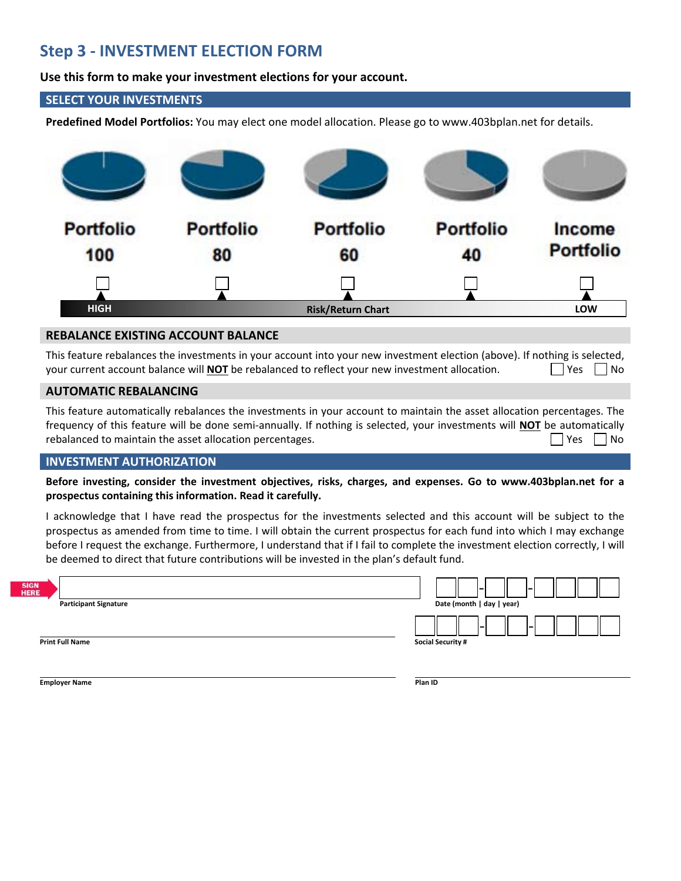## Step 3 - INVESTMENT ELECTION FORM

**Use this form to make your investment elections for your account.**

### SELECT YOUR INVESTMENTS

**Predefined Model Portfolios:** You may elect one model allocation. Please go to www.403bplan.net for details.

Portfolio 100 ☐

Portfolio 80 ☐

Portfolio 60 ☐

Portfolio 40 ☐

Income Portfolio ☐

HIGH — Risk/Return Chart — LOW

### REBALANCE EXISTING ACCOUNT BALANCE

This feature rebalances the investments in your account into your new investment election (above). If nothing is selected, your current account balance will **NOT** be rebalanced to reflect your new investment allocation. ☐ Yes ☐ No

### AUTOMATIC REBALANCING

This feature automatically rebalances the investments in your account to maintain the asset allocation percentages. The frequency of this feature will be done semi-annually. If nothing is selected, your investments will **NOT** be automatically rebalanced to maintain the asset allocation percentages. ☐ Yes ☐ No

### INVESTMENT AUTHORIZATION

**Before investing, consider the investment objectives, risks, charges, and expenses. Go to www.403bplan.net for a prospectus containing this information. Read it carefully.**

I acknowledge that I have read the prospectus for the investments selected and this account will be subject to the prospectus as amended from time to time. I will obtain the current prospectus for each fund into which I may exchange before I request the exchange. Furthermore, I understand that if I fail to complete the investment election correctly, I will be deemed to direct that future contributions will be invested in the plan's default fund.

SIGN HERE

Participant Signature: ____________________ Date (month | day | year): __ __ - __ __ - __ __ __ __

Print Full Name: ____________________ Social Security #: __ __ __ - __ __ - __ __ __ __

Employer Name: ____________________ Plan ID: ____________________